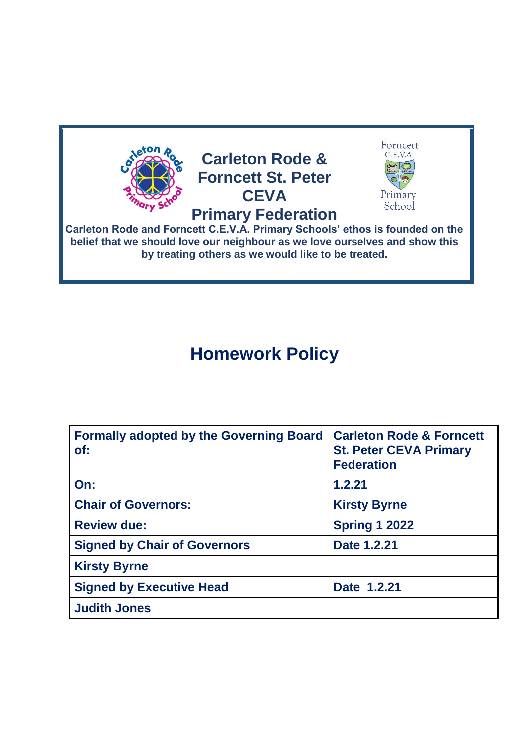# Carleton Rode & Forncett St. Peter CEVA Primary Federation

**Carleton Rode and Forncett C.E.V.A. Primary Schools' ethos is founded on the belief that we should love our neighbour as we love ourselves and show this by treating others as we would like to be treated.**

# Homework Policy

| Formally adopted by the Governing Board of: | Carleton Rode & Forncett St. Peter CEVA Primary Federation |
|---|---|
| On: | 1.2.21 |
| Chair of Governors: | Kirsty Byrne |
| Review due: | Spring 1 2022 |
| Signed by Chair of Governors | Date 1.2.21 |
| Kirsty Byrne | |
| Signed by Executive Head | Date 1.2.21 |
| Judith Jones | |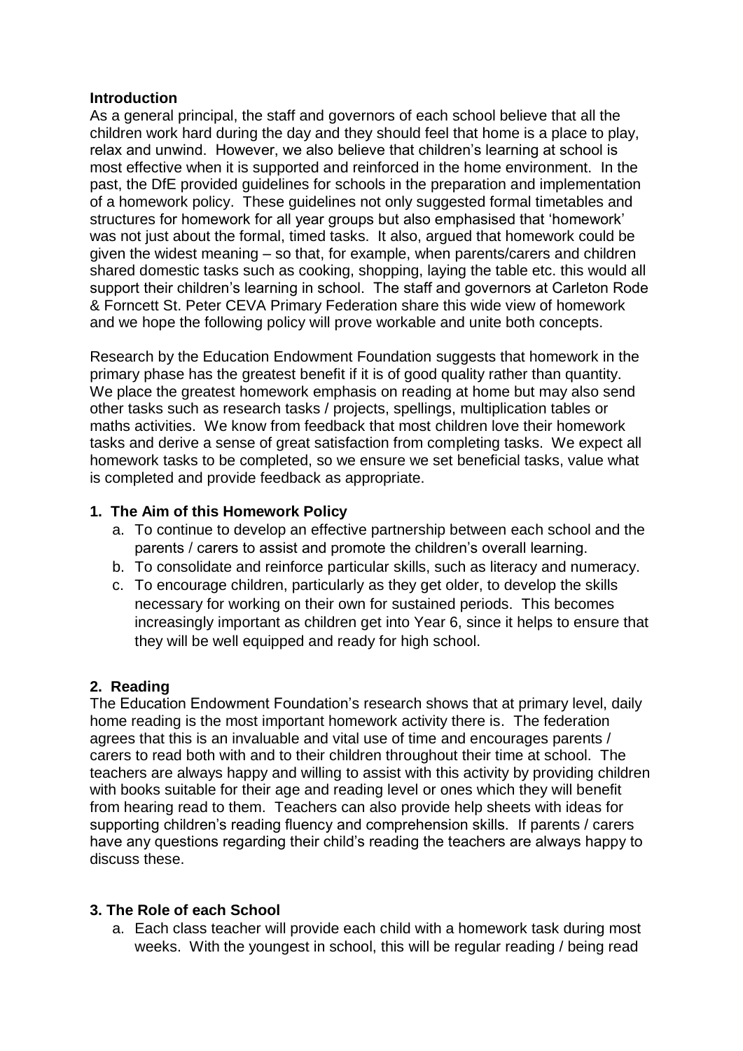## Introduction

As a general principal, the staff and governors of each school believe that all the children work hard during the day and they should feel that home is a place to play, relax and unwind. However, we also believe that children's learning at school is most effective when it is supported and reinforced in the home environment. In the past, the DfE provided guidelines for schools in the preparation and implementation of a homework policy. These guidelines not only suggested formal timetables and structures for homework for all year groups but also emphasised that 'homework' was not just about the formal, timed tasks. It also, argued that homework could be given the widest meaning – so that, for example, when parents/carers and children shared domestic tasks such as cooking, shopping, laying the table etc. this would all support their children's learning in school. The staff and governors at Carleton Rode & Forncett St. Peter CEVA Primary Federation share this wide view of homework and we hope the following policy will prove workable and unite both concepts.

Research by the Education Endowment Foundation suggests that homework in the primary phase has the greatest benefit if it is of good quality rather than quantity. We place the greatest homework emphasis on reading at home but may also send other tasks such as research tasks / projects, spellings, multiplication tables or maths activities. We know from feedback that most children love their homework tasks and derive a sense of great satisfaction from completing tasks. We expect all homework tasks to be completed, so we ensure we set beneficial tasks, value what is completed and provide feedback as appropriate.

## 1. The Aim of this Homework Policy

a. To continue to develop an effective partnership between each school and the parents / carers to assist and promote the children's overall learning.
b. To consolidate and reinforce particular skills, such as literacy and numeracy.
c. To encourage children, particularly as they get older, to develop the skills necessary for working on their own for sustained periods. This becomes increasingly important as children get into Year 6, since it helps to ensure that they will be well equipped and ready for high school.

## 2. Reading

The Education Endowment Foundation's research shows that at primary level, daily home reading is the most important homework activity there is. The federation agrees that this is an invaluable and vital use of time and encourages parents / carers to read both with and to their children throughout their time at school. The teachers are always happy and willing to assist with this activity by providing children with books suitable for their age and reading level or ones which they will benefit from hearing read to them. Teachers can also provide help sheets with ideas for supporting children's reading fluency and comprehension skills. If parents / carers have any questions regarding their child's reading the teachers are always happy to discuss these.

## 3. The Role of each School

a. Each class teacher will provide each child with a homework task during most weeks. With the youngest in school, this will be regular reading / being read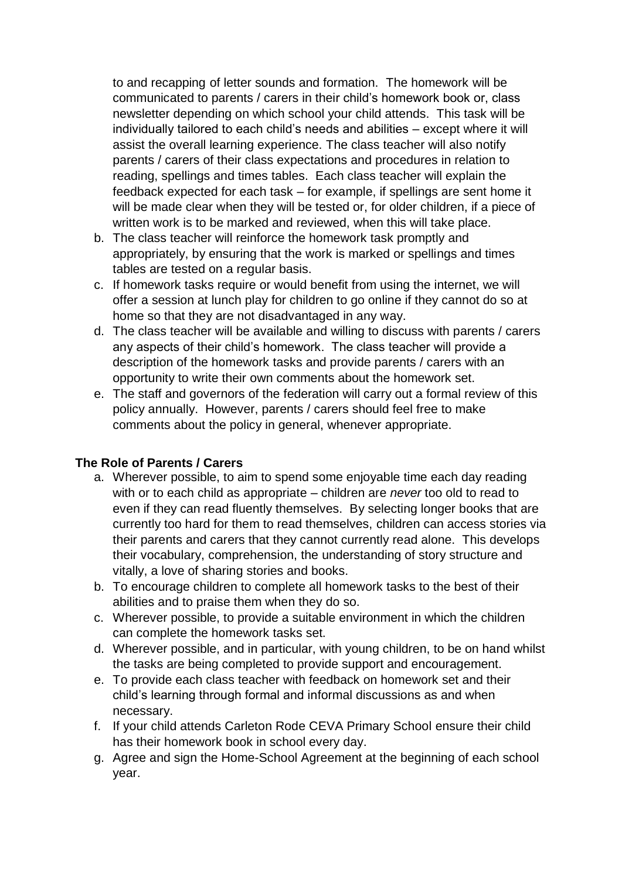to and recapping of letter sounds and formation. The homework will be communicated to parents / carers in their child's homework book or, class newsletter depending on which school your child attends. This task will be individually tailored to each child's needs and abilities – except where it will assist the overall learning experience. The class teacher will also notify parents / carers of their class expectations and procedures in relation to reading, spellings and times tables. Each class teacher will explain the feedback expected for each task – for example, if spellings are sent home it will be made clear when they will be tested or, for older children, if a piece of written work is to be marked and reviewed, when this will take place.

b. The class teacher will reinforce the homework task promptly and appropriately, by ensuring that the work is marked or spellings and times tables are tested on a regular basis.
c. If homework tasks require or would benefit from using the internet, we will offer a session at lunch play for children to go online if they cannot do so at home so that they are not disadvantaged in any way.
d. The class teacher will be available and willing to discuss with parents / carers any aspects of their child's homework. The class teacher will provide a description of the homework tasks and provide parents / carers with an opportunity to write their own comments about the homework set.
e. The staff and governors of the federation will carry out a formal review of this policy annually. However, parents / carers should feel free to make comments about the policy in general, whenever appropriate.

**The Role of Parents / Carers**

a. Wherever possible, to aim to spend some enjoyable time each day reading with or to each child as appropriate – children are *never* too old to read to even if they can read fluently themselves. By selecting longer books that are currently too hard for them to read themselves, children can access stories via their parents and carers that they cannot currently read alone. This develops their vocabulary, comprehension, the understanding of story structure and vitally, a love of sharing stories and books.
b. To encourage children to complete all homework tasks to the best of their abilities and to praise them when they do so.
c. Wherever possible, to provide a suitable environment in which the children can complete the homework tasks set.
d. Wherever possible, and in particular, with young children, to be on hand whilst the tasks are being completed to provide support and encouragement.
e. To provide each class teacher with feedback on homework set and their child's learning through formal and informal discussions as and when necessary.
f. If your child attends Carleton Rode CEVA Primary School ensure their child has their homework book in school every day.
g. Agree and sign the Home-School Agreement at the beginning of each school year.